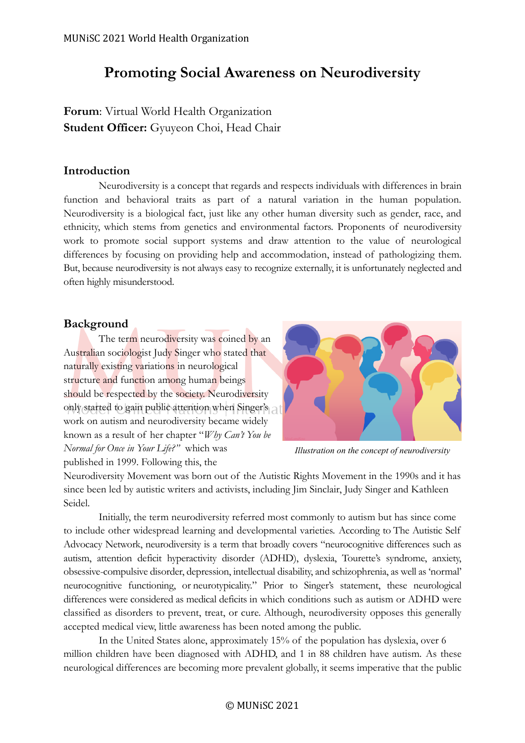# Promoting Social Awareness on Neurodiversity

**Forum**: Virtual World Health Organization
**Student Officer:** Gyuyeon Choi, Head Chair

## Introduction

Neurodiversity is a concept that regards and respects individuals with differences in brain function and behavioral traits as part of a natural variation in the human population. Neurodiversity is a biological fact, just like any other human diversity such as gender, race, and ethnicity, which stems from genetics and environmental factors. Proponents of neurodiversity work to promote social support systems and draw attention to the value of neurological differences by focusing on providing help and accommodation, instead of pathologizing them. But, because neurodiversity is not always easy to recognize externally, it is unfortunately neglected and often highly misunderstood.

## Background

The term neurodiversity was coined by an Australian sociologist Judy Singer who stated that naturally existing variations in neurological structure and function among human beings should be respected by the society. Neurodiversity only started to gain public attention when Singer's work on autism and neurodiversity became widely known as a result of her chapter "*Why Can't You be Normal for Once in Your Life?*" which was published in 1999. Following this, the Neurodiversity Movement was born out of the Autistic Rights Movement in the 1990s and it has since been led by autistic writers and activists, including Jim Sinclair, Judy Singer and Kathleen Seidel.

*Illustration on the concept of neurodiversity*

Initially, the term neurodiversity referred most commonly to autism but has since come to include other widespread learning and developmental varieties. According to The Autistic Self Advocacy Network, neurodiversity is a term that broadly covers "neurocognitive differences such as autism, attention deficit hyperactivity disorder (ADHD), dyslexia, Tourette's syndrome, anxiety, obsessive-compulsive disorder, depression, intellectual disability, and schizophrenia, as well as 'normal' neurocognitive functioning, or neurotypicality." Prior to Singer's statement, these neurological differences were considered as medical deficits in which conditions such as autism or ADHD were classified as disorders to prevent, treat, or cure. Although, neurodiversity opposes this generally accepted medical view, little awareness has been noted among the public.

In the United States alone, approximately 15% of the population has dyslexia, over 6 million children have been diagnosed with ADHD, and 1 in 88 children have autism. As these neurological differences are becoming more prevalent globally, it seems imperative that the public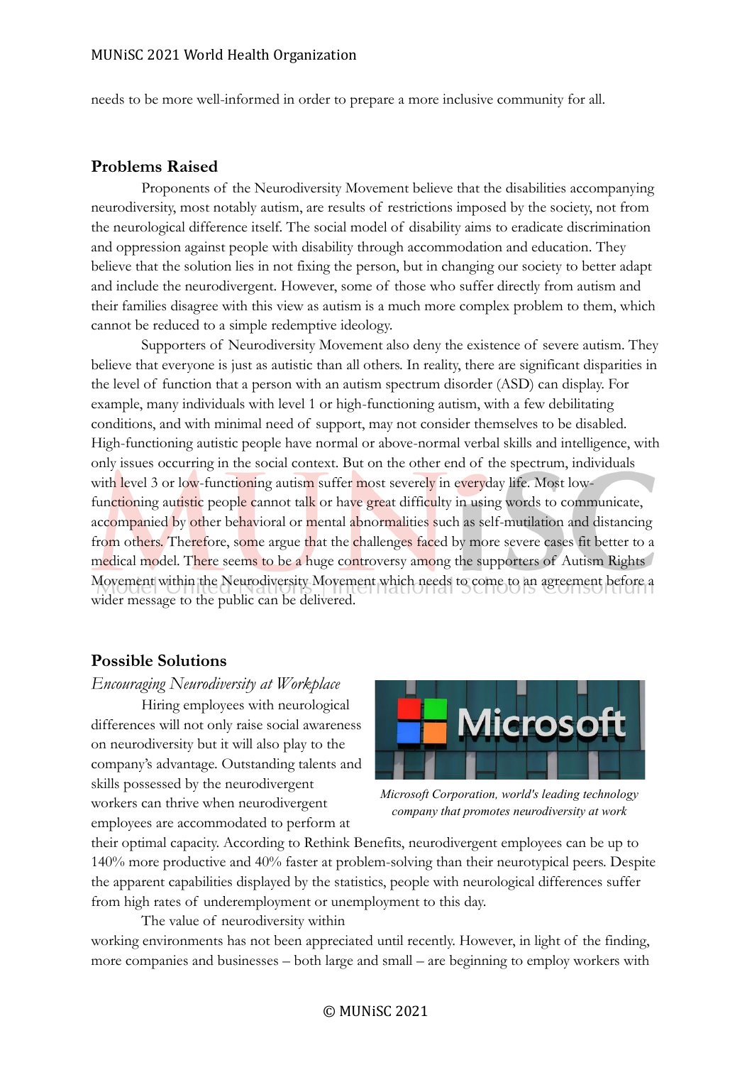needs to be more well-informed in order to prepare a more inclusive community for all.

## Problems Raised

Proponents of the Neurodiversity Movement believe that the disabilities accompanying neurodiversity, most notably autism, are results of restrictions imposed by the society, not from the neurological difference itself. The social model of disability aims to eradicate discrimination and oppression against people with disability through accommodation and education. They believe that the solution lies in not fixing the person, but in changing our society to better adapt and include the neurodivergent. However, some of those who suffer directly from autism and their families disagree with this view as autism is a much more complex problem to them, which cannot be reduced to a simple redemptive ideology.

Supporters of Neurodiversity Movement also deny the existence of severe autism. They believe that everyone is just as autistic than all others. In reality, there are significant disparities in the level of function that a person with an autism spectrum disorder (ASD) can display. For example, many individuals with level 1 or high-functioning autism, with a few debilitating conditions, and with minimal need of support, may not consider themselves to be disabled. High-functioning autistic people have normal or above-normal verbal skills and intelligence, with only issues occurring in the social context. But on the other end of the spectrum, individuals with level 3 or low-functioning autism suffer most severely in everyday life. Most low-functioning autistic people cannot talk or have great difficulty in using words to communicate, accompanied by other behavioral or mental abnormalities such as self-mutilation and distancing from others. Therefore, some argue that the challenges faced by more severe cases fit better to a medical model. There seems to be a huge controversy among the supporters of Autism Rights Movement within the Neurodiversity Movement which needs to come to an agreement before a wider message to the public can be delivered.

## Possible Solutions

### *Encouraging Neurodiversity at Workplace*

Hiring employees with neurological differences will not only raise social awareness on neurodiversity but it will also play to the company's advantage. Outstanding talents and skills possessed by the neurodivergent workers can thrive when neurodivergent employees are accommodated to perform at their optimal capacity. According to Rethink Benefits, neurodivergent employees can be up to 140% more productive and 40% faster at problem-solving than their neurotypical peers. Despite the apparent capabilities displayed by the statistics, people with neurological differences suffer from high rates of underemployment or unemployment to this day.

*Microsoft Corporation, world's leading technology company that promotes neurodiversity at work*

The value of neurodiversity within working environments has not been appreciated until recently. However, in light of the finding, more companies and businesses – both large and small – are beginning to employ workers with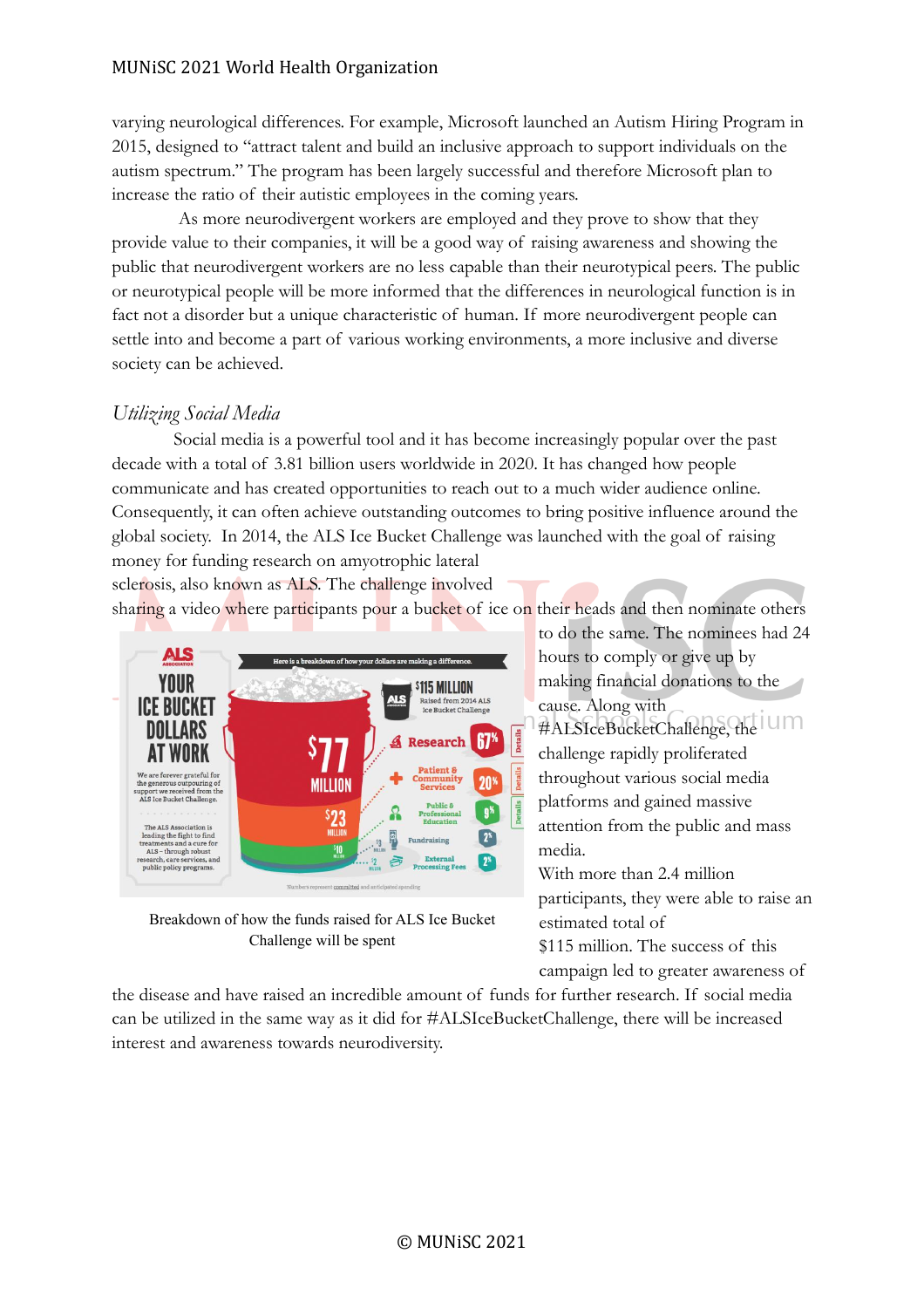varying neurological differences. For example, Microsoft launched an Autism Hiring Program in 2015, designed to "attract talent and build an inclusive approach to support individuals on the autism spectrum." The program has been largely successful and therefore Microsoft plan to increase the ratio of their autistic employees in the coming years.

As more neurodivergent workers are employed and they prove to show that they provide value to their companies, it will be a good way of raising awareness and showing the public that neurodivergent workers are no less capable than their neurotypical peers. The public or neurotypical people will be more informed that the differences in neurological function is in fact not a disorder but a unique characteristic of human. If more neurodivergent people can settle into and become a part of various working environments, a more inclusive and diverse society can be achieved.

### *Utilizing Social Media*

Social media is a powerful tool and it has become increasingly popular over the past decade with a total of 3.81 billion users worldwide in 2020. It has changed how people communicate and has created opportunities to reach out to a much wider audience online. Consequently, it can often achieve outstanding outcomes to bring positive influence around the global society. In 2014, the ALS Ice Bucket Challenge was launched with the goal of raising money for funding research on amyotrophic lateral sclerosis, also known as ALS. The challenge involved sharing a video where participants pour a bucket of ice on their heads and then nominate others to do the same. The nominees had 24 hours to comply or give up by making financial donations to the cause. Along with #ALSIceBucketChallenge, the challenge rapidly proliferated throughout various social media platforms and gained massive attention from the public and mass media.

Breakdown of how the funds raised for ALS Ice Bucket Challenge will be spent

With more than 2.4 million participants, they were able to raise an estimated total of $115 million. The success of this campaign led to greater awareness of the disease and have raised an incredible amount of funds for further research. If social media can be utilized in the same way as it did for #ALSIceBucketChallenge, there will be increased interest and awareness towards neurodiversity.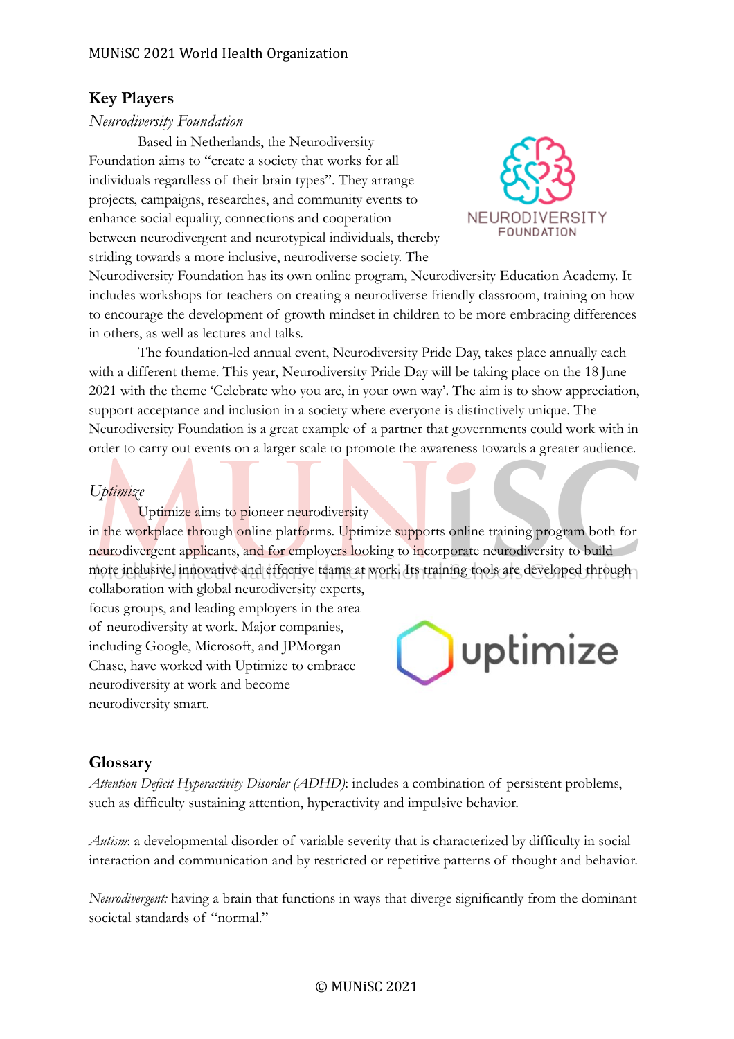## Key Players

*Neurodiversity Foundation*

Based in Netherlands, the Neurodiversity Foundation aims to "create a society that works for all individuals regardless of their brain types". They arrange projects, campaigns, researches, and community events to enhance social equality, connections and cooperation between neurodivergent and neurotypical individuals, thereby striding towards a more inclusive, neurodiverse society. The Neurodiversity Foundation has its own online program, Neurodiversity Education Academy. It includes workshops for teachers on creating a neurodiverse friendly classroom, training on how to encourage the development of growth mindset in children to be more embracing differences in others, as well as lectures and talks.

The foundation-led annual event, Neurodiversity Pride Day, takes place annually each with a different theme. This year, Neurodiversity Pride Day will be taking place on the 18 June 2021 with the theme 'Celebrate who you are, in your own way'. The aim is to show appreciation, support acceptance and inclusion in a society where everyone is distinctively unique. The Neurodiversity Foundation is a great example of a partner that governments could work with in order to carry out events on a larger scale to promote the awareness towards a greater audience.

*Uptimize*

Uptimize aims to pioneer neurodiversity in the workplace through online platforms. Uptimize supports online training program both for neurodivergent applicants, and for employers looking to incorporate neurodiversity to build more inclusive, innovative and effective teams at work. Its training tools are developed through collaboration with global neurodiversity experts, focus groups, and leading employers in the area of neurodiversity at work. Major companies, including Google, Microsoft, and JPMorgan Chase, have worked with Uptimize to embrace neurodiversity at work and become neurodiversity smart.

## Glossary

*Attention Deficit Hyperactivity Disorder (ADHD)*: includes a combination of persistent problems, such as difficulty sustaining attention, hyperactivity and impulsive behavior.

*Autism*: a developmental disorder of variable severity that is characterized by difficulty in social interaction and communication and by restricted or repetitive patterns of thought and behavior.

*Neurodivergent:* having a brain that functions in ways that diverge significantly from the dominant societal standards of "normal."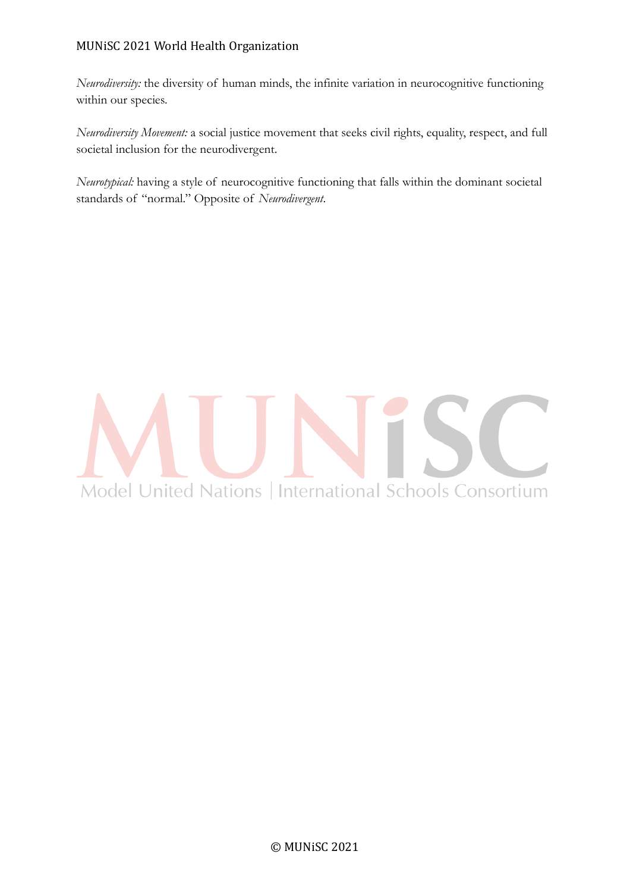*Neurodiversity:* the diversity of human minds, the infinite variation in neurocognitive functioning within our species.

*Neurodiversity Movement:* a social justice movement that seeks civil rights, equality, respect, and full societal inclusion for the neurodivergent.

*Neurotypical:* having a style of neurocognitive functioning that falls within the dominant societal standards of "normal." Opposite of *Neurodivergent.*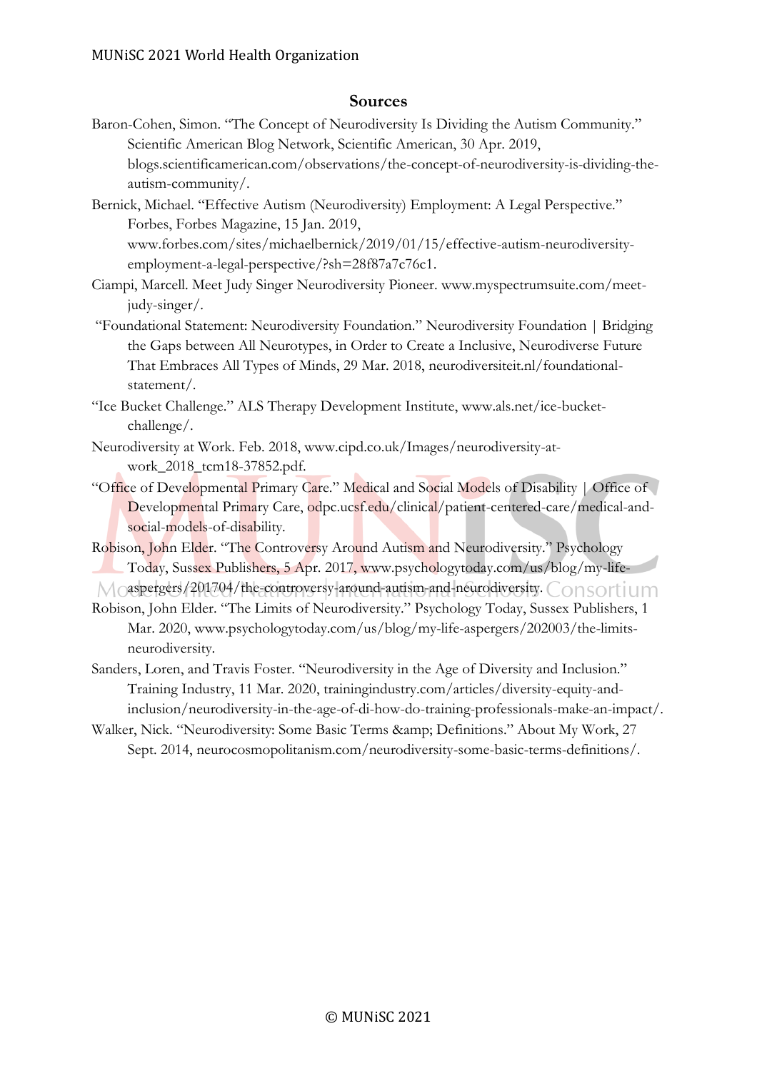## Sources

Baron-Cohen, Simon. "The Concept of Neurodiversity Is Dividing the Autism Community." Scientific American Blog Network, Scientific American, 30 Apr. 2019, blogs.scientificamerican.com/observations/the-concept-of-neurodiversity-is-dividing-the-autism-community/.

Bernick, Michael. "Effective Autism (Neurodiversity) Employment: A Legal Perspective." Forbes, Forbes Magazine, 15 Jan. 2019, www.forbes.com/sites/michaelbernick/2019/01/15/effective-autism-neurodiversity-employment-a-legal-perspective/?sh=28f87a7c76c1.

Ciampi, Marcell. Meet Judy Singer Neurodiversity Pioneer. www.myspectrumsuite.com/meet-judy-singer/.

"Foundational Statement: Neurodiversity Foundation." Neurodiversity Foundation | Bridging the Gaps between All Neurotypes, in Order to Create a Inclusive, Neurodiverse Future That Embraces All Types of Minds, 29 Mar. 2018, neurodiversiteit.nl/foundational-statement/.

"Ice Bucket Challenge." ALS Therapy Development Institute, www.als.net/ice-bucket-challenge/.

Neurodiversity at Work. Feb. 2018, www.cipd.co.uk/Images/neurodiversity-at-work_2018_tcm18-37852.pdf.

"Office of Developmental Primary Care." Medical and Social Models of Disability | Office of Developmental Primary Care, odpc.ucsf.edu/clinical/patient-centered-care/medical-and-social-models-of-disability.

Robison, John Elder. "The Controversy Around Autism and Neurodiversity." Psychology Today, Sussex Publishers, 5 Apr. 2017, www.psychologytoday.com/us/blog/my-life-aspergers/201704/the-controversy-around-autism-and-neurodiversity.

Robison, John Elder. "The Limits of Neurodiversity." Psychology Today, Sussex Publishers, 1 Mar. 2020, www.psychologytoday.com/us/blog/my-life-aspergers/202003/the-limits-neurodiversity.

Sanders, Loren, and Travis Foster. "Neurodiversity in the Age of Diversity and Inclusion." Training Industry, 11 Mar. 2020, trainingindustry.com/articles/diversity-equity-and-inclusion/neurodiversity-in-the-age-of-di-how-do-training-professionals-make-an-impact/.

Walker, Nick. "Neurodiversity: Some Basic Terms &amp; Definitions." About My Work, 27 Sept. 2014, neurocosmopolitanism.com/neurodiversity-some-basic-terms-definitions/.